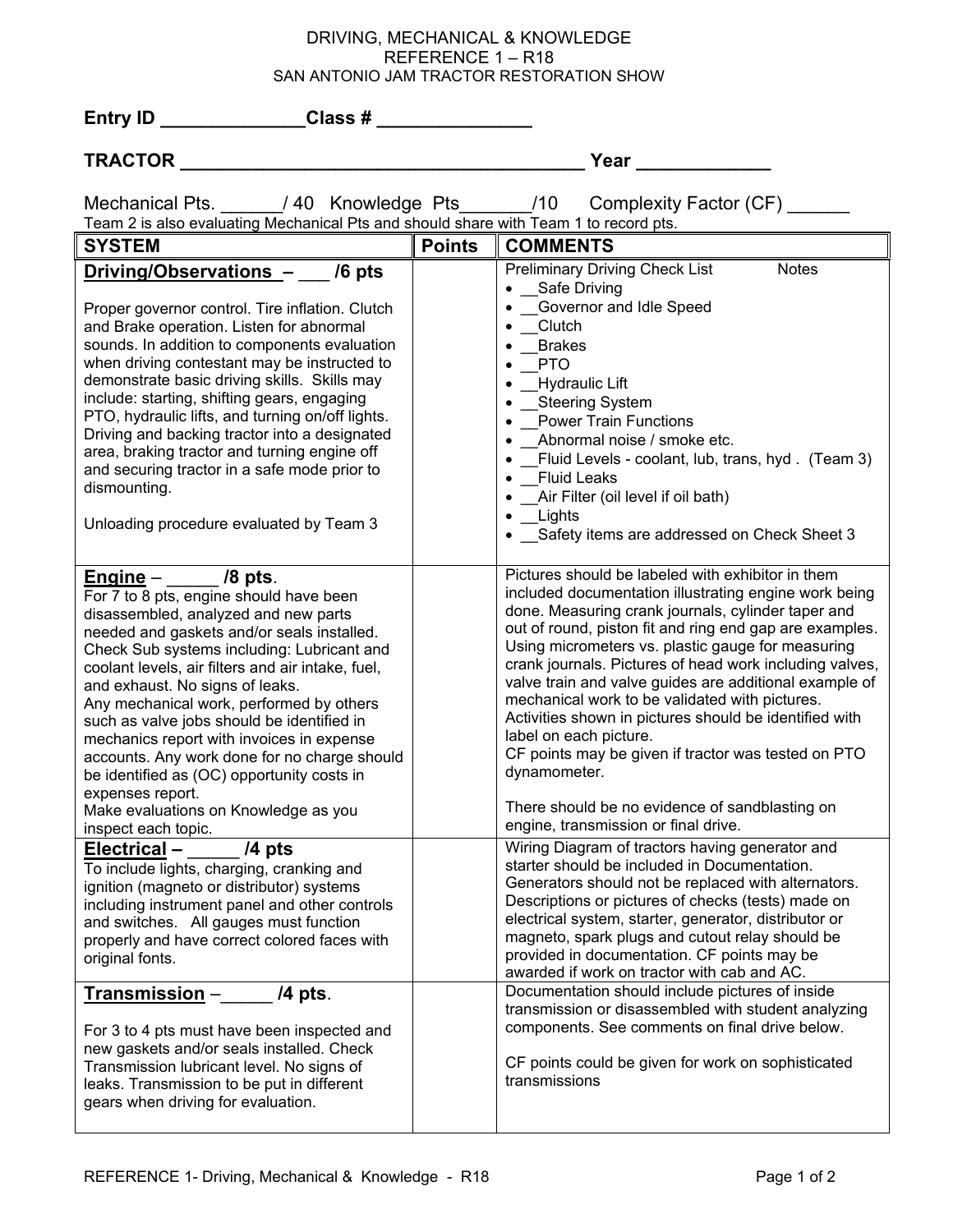DRIVING, MECHANICAL & KNOWLEDGE
REFERENCE 1 – R18
SAN ANTONIO JAM TRACTOR RESTORATION SHOW

**Entry ID \_\_\_\_\_\_\_\_\_\_\_\_\_\_ Class # \_\_\_\_\_\_\_\_\_\_\_\_\_\_\_**

**TRACTOR \_\_\_\_\_\_\_\_\_\_\_\_\_\_\_\_\_\_\_\_\_\_\_\_\_\_\_\_\_\_\_\_\_\_\_\_\_\_\_\_ Year \_\_\_\_\_\_\_\_\_\_\_\_\_**

Mechanical Pts. \_\_\_\_\_\_/ 40 Knowledge Pts\_\_\_\_\_\_\_/10 Complexity Factor (CF) \_\_\_\_\_\_

Team 2 is also evaluating Mechanical Pts and should share with Team 1 to record pts.

| SYSTEM | Points | COMMENTS |
|---|---|---|
| **Driving/Observations – \_\_\_ /6 pts**<br><br>Proper governor control. Tire inflation. Clutch and Brake operation. Listen for abnormal sounds. In addition to components evaluation when driving contestant may be instructed to demonstrate basic driving skills. Skills may include: starting, shifting gears, engaging PTO, hydraulic lifts, and turning on/off lights. Driving and backing tractor into a designated area, braking tractor and turning engine off and securing tractor in a safe mode prior to dismounting.<br><br>Unloading procedure evaluated by Team 3 | | Preliminary Driving Check List Notes<br>• \_\_Safe Driving<br>• \_\_Governor and Idle Speed<br>• \_\_Clutch<br>• \_\_Brakes<br>• \_\_PTO<br>• \_\_Hydraulic Lift<br>• \_\_Steering System<br>• \_\_Power Train Functions<br>• \_\_Abnormal noise / smoke etc.<br>• \_\_Fluid Levels - coolant, lub, trans, hyd . (Team 3)<br>• \_\_Fluid Leaks<br>• \_\_Air Filter (oil level if oil bath)<br>• \_\_Lights<br>• \_\_Safety items are addressed on Check Sheet 3 |
| **Engine – \_\_\_\_\_ /8 pts**.<br>For 7 to 8 pts, engine should have been disassembled, analyzed and new parts needed and gaskets and/or seals installed. Check Sub systems including: Lubricant and coolant levels, air filters and air intake, fuel, and exhaust. No signs of leaks.<br>Any mechanical work, performed by others such as valve jobs should be identified in mechanics report with invoices in expense accounts. Any work done for no charge should be identified as (OC) opportunity costs in expenses report.<br>Make evaluations on Knowledge as you inspect each topic. | | Pictures should be labeled with exhibitor in them included documentation illustrating engine work being done. Measuring crank journals, cylinder taper and out of round, piston fit and ring end gap are examples. Using micrometers vs. plastic gauge for measuring crank journals. Pictures of head work including valves, valve train and valve guides are additional example of mechanical work to be validated with pictures. Activities shown in pictures should be identified with label on each picture.<br>CF points may be given if tractor was tested on PTO dynamometer.<br><br>There should be no evidence of sandblasting on engine, transmission or final drive. |
| **Electrical – \_\_\_\_\_ /4 pts**<br>To include lights, charging, cranking and ignition (magneto or distributor) systems including instrument panel and other controls and switches. All gauges must function properly and have correct colored faces with original fonts. | | Wiring Diagram of tractors having generator and starter should be included in Documentation. Generators should not be replaced with alternators. Descriptions or pictures of checks (tests) made on electrical system, starter, generator, distributor or magneto, spark plugs and cutout relay should be provided in documentation. CF points may be awarded if work on tractor with cab and AC. |
| **Transmission –\_\_\_\_\_ /4 pts**.<br><br>For 3 to 4 pts must have been inspected and new gaskets and/or seals installed. Check Transmission lubricant level. No signs of leaks. Transmission to be put in different gears when driving for evaluation. | | Documentation should include pictures of inside transmission or disassembled with student analyzing components. See comments on final drive below.<br><br>CF points could be given for work on sophisticated transmissions |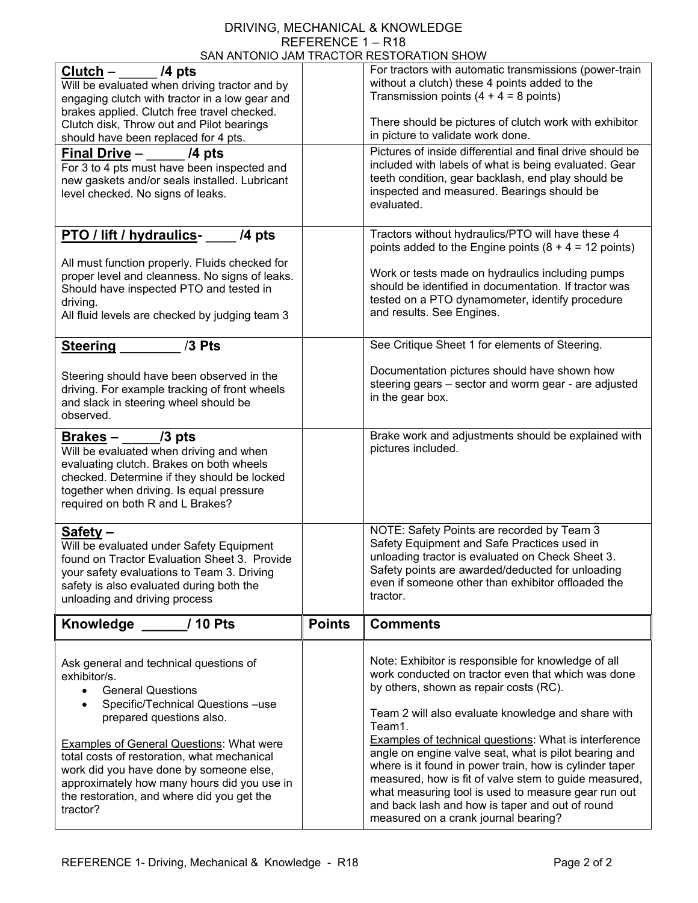DRIVING, MECHANICAL & KNOWLEDGE
REFERENCE 1 – R18
SAN ANTONIO JAM TRACTOR RESTORATION SHOW

| | | |
|---|---|---|
| **Clutch** – _____ **/4 pts**<br>Will be evaluated when driving tractor and by engaging clutch with tractor in a low gear and brakes applied. Clutch free travel checked. Clutch disk, Throw out and Pilot bearings should have been replaced for 4 pts. | | For tractors with automatic transmissions (power-train without a clutch) these 4 points added to the Transmission points (4 + 4 = 8 points)<br><br>There should be pictures of clutch work with exhibitor in picture to validate work done. |
| **Final Drive** – _____ **/4 pts**<br>For 3 to 4 pts must have been inspected and new gaskets and/or seals installed. Lubricant level checked. No signs of leaks. | | Pictures of inside differential and final drive should be included with labels of what is being evaluated. Gear teeth condition, gear backlash, end play should be inspected and measured. Bearings should be evaluated. |
| **PTO / lift / hydraulics**- ____ **/4 pts**<br><br>All must function properly. Fluids checked for proper level and cleanness. No signs of leaks. Should have inspected PTO and tested in driving.<br>All fluid levels are checked by judging team 3 | | Tractors without hydraulics/PTO will have these 4 points added to the Engine points (8 + 4 = 12 points)<br><br>Work or tests made on hydraulics including pumps should be identified in documentation. If tractor was tested on a PTO dynamometer, identify procedure and results. See Engines. |
| **Steering** ________ **/3 Pts**<br><br>Steering should have been observed in the driving. For example tracking of front wheels and slack in steering wheel should be observed. | | See Critique Sheet 1 for elements of Steering.<br><br>Documentation pictures should have shown how steering gears – sector and worm gear - are adjusted in the gear box. |
| **Brakes** – _____**/3 pts**<br>Will be evaluated when driving and when evaluating clutch. Brakes on both wheels checked. Determine if they should be locked together when driving. Is equal pressure required on both R and L Brakes? | | Brake work and adjustments should be explained with pictures included. |
| **Safety** –<br>Will be evaluated under Safety Equipment found on Tractor Evaluation Sheet 3. Provide your safety evaluations to Team 3. Driving safety is also evaluated during both the unloading and driving process | | NOTE: Safety Points are recorded by Team 3 Safety Equipment and Safe Practices used in unloading tractor is evaluated on Check Sheet 3. Safety points are awarded/deducted for unloading even if someone other than exhibitor offloaded the tractor. |

| **Knowledge** ______**/ 10 Pts** | **Points** | **Comments** |
|---|---|---|
| Ask general and technical questions of exhibitor/s.<br>• General Questions<br>• Specific/Technical Questions –use prepared questions also.<br><br>Examples of General Questions: What were total costs of restoration, what mechanical work did you have done by someone else, approximately how many hours did you use in the restoration, and where did you get the tractor? | | Note: Exhibitor is responsible for knowledge of all work conducted on tractor even that which was done by others, shown as repair costs (RC).<br><br>Team 2 will also evaluate knowledge and share with Team1.<br>Examples of technical questions: What is interference angle on engine valve seat, what is pilot bearing and where is it found in power train, how is cylinder taper measured, how is fit of valve stem to guide measured, what measuring tool is used to measure gear run out and back lash and how is taper and out of round measured on a crank journal bearing? |